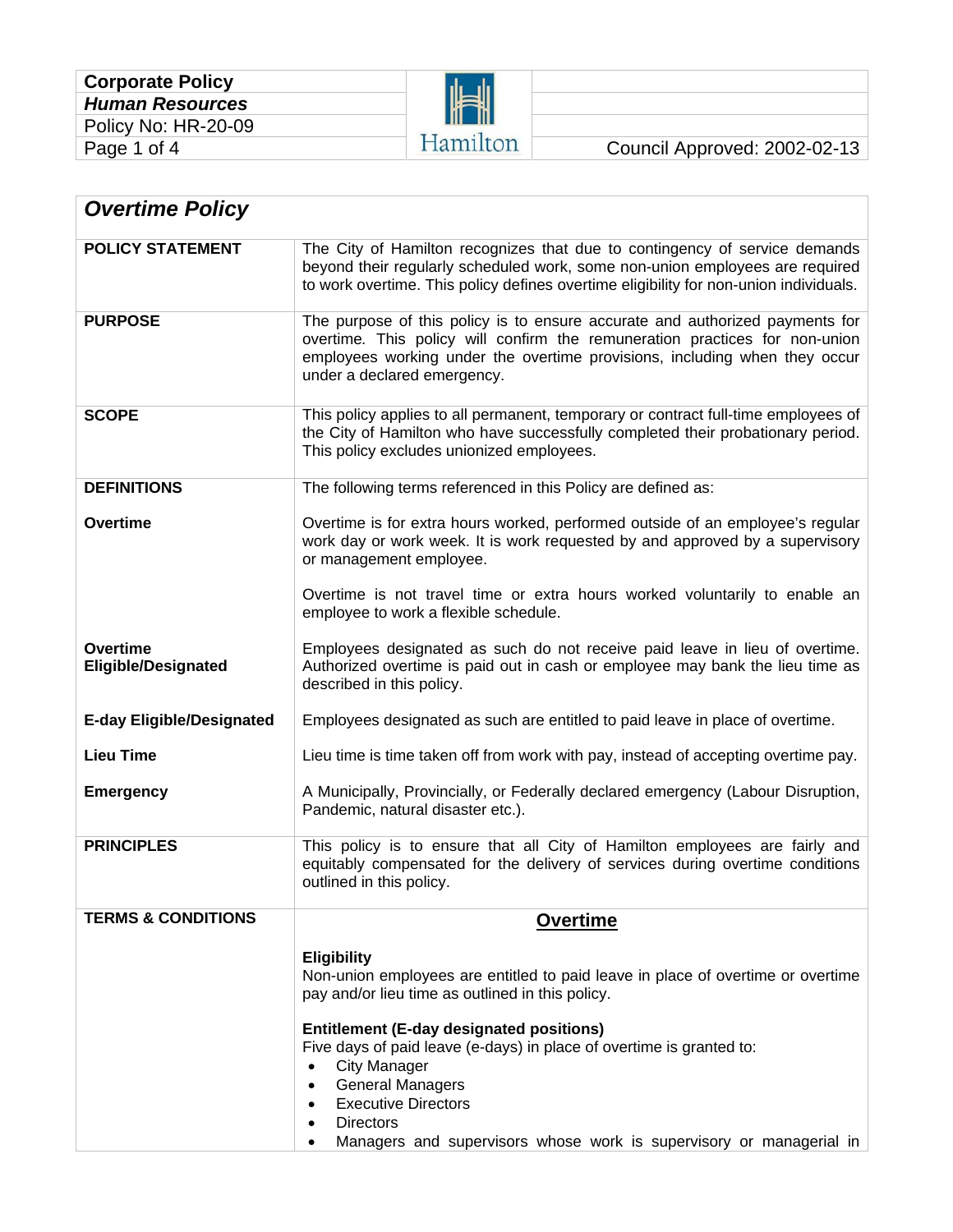| **Corporate Policy** | | |
|---|---|---|
| ***Human Resources*** | | |
| Policy No: HR-20-09 | | |
| | Hamilton | Council Approved: 2002-02-13 |

# *Overtime Policy*

| | |
|---|---|
| **POLICY STATEMENT** | The City of Hamilton recognizes that due to contingency of service demands beyond their regularly scheduled work, some non-union employees are required to work overtime. This policy defines overtime eligibility for non-union individuals. |
| **PURPOSE** | The purpose of this policy is to ensure accurate and authorized payments for overtime. This policy will confirm the remuneration practices for non-union employees working under the overtime provisions, including when they occur under a declared emergency. |
| **SCOPE** | This policy applies to all permanent, temporary or contract full-time employees of the City of Hamilton who have successfully completed their probationary period. This policy excludes unionized employees. |
| **DEFINITIONS** | The following terms referenced in this Policy are defined as: |
| **Overtime** | Overtime is for extra hours worked, performed outside of an employee's regular work day or work week. It is work requested by and approved by a supervisory or management employee. Overtime is not travel time or extra hours worked voluntarily to enable an employee to work a flexible schedule. |
| **Overtime Eligible/Designated** | Employees designated as such do not receive paid leave in lieu of overtime. Authorized overtime is paid out in cash or employee may bank the lieu time as described in this policy. |
| **E-day Eligible/Designated** | Employees designated as such are entitled to paid leave in place of overtime. |
| **Lieu Time** | Lieu time is time taken off from work with pay, instead of accepting overtime pay. |
| **Emergency** | A Municipally, Provincially, or Federally declared emergency (Labour Disruption, Pandemic, natural disaster etc.). |
| **PRINCIPLES** | This policy is to ensure that all City of Hamilton employees are fairly and equitably compensated for the delivery of services during overtime conditions outlined in this policy. |
| **TERMS & CONDITIONS** | See below |

## Overtime

**Eligibility**
Non-union employees are entitled to paid leave in place of overtime or overtime pay and/or lieu time as outlined in this policy.

**Entitlement (E-day designated positions)**
Five days of paid leave (e-days) in place of overtime is granted to:

- City Manager
- General Managers
- Executive Directors
- Directors
- Managers and supervisors whose work is supervisory or managerial in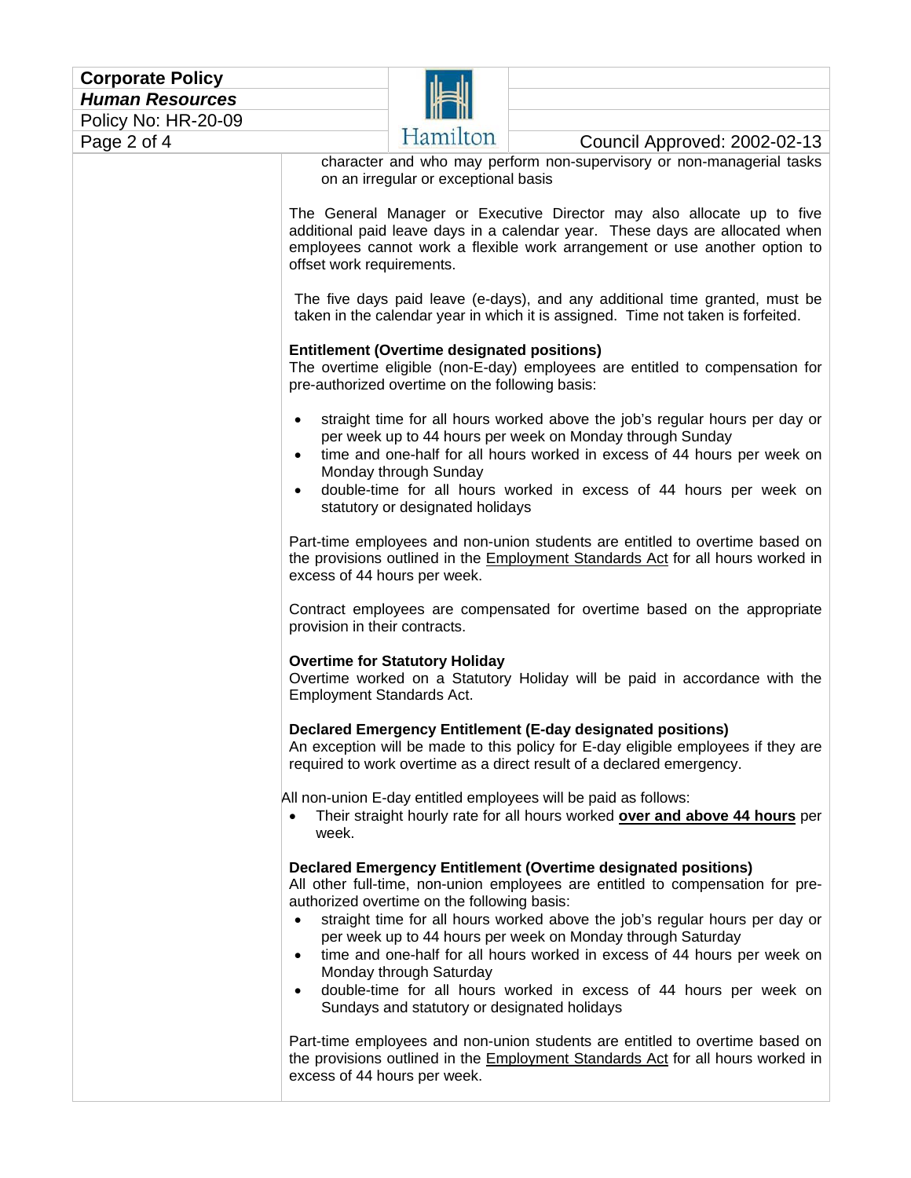character and who may perform non-supervisory or non-managerial tasks on an irregular or exceptional basis

The General Manager or Executive Director may also allocate up to five additional paid leave days in a calendar year. These days are allocated when employees cannot work a flexible work arrangement or use another option to offset work requirements.

The five days paid leave (e-days), and any additional time granted, must be taken in the calendar year in which it is assigned. Time not taken is forfeited.

**Entitlement (Overtime designated positions)**
The overtime eligible (non-E-day) employees are entitled to compensation for pre-authorized overtime on the following basis:

- straight time for all hours worked above the job's regular hours per day or per week up to 44 hours per week on Monday through Sunday
- time and one-half for all hours worked in excess of 44 hours per week on Monday through Sunday
- double-time for all hours worked in excess of 44 hours per week on statutory or designated holidays

Part-time employees and non-union students are entitled to overtime based on the provisions outlined in the Employment Standards Act for all hours worked in excess of 44 hours per week.

Contract employees are compensated for overtime based on the appropriate provision in their contracts.

**Overtime for Statutory Holiday**
Overtime worked on a Statutory Holiday will be paid in accordance with the Employment Standards Act.

**Declared Emergency Entitlement (E-day designated positions)**
An exception will be made to this policy for E-day eligible employees if they are required to work overtime as a direct result of a declared emergency.

All non-union E-day entitled employees will be paid as follows:

- Their straight hourly rate for all hours worked **over and above 44 hours** per week.

**Declared Emergency Entitlement (Overtime designated positions)**
All other full-time, non-union employees are entitled to compensation for pre-authorized overtime on the following basis:

- straight time for all hours worked above the job's regular hours per day or per week up to 44 hours per week on Monday through Saturday
- time and one-half for all hours worked in excess of 44 hours per week on Monday through Saturday
- double-time for all hours worked in excess of 44 hours per week on Sundays and statutory or designated holidays

Part-time employees and non-union students are entitled to overtime based on the provisions outlined in the Employment Standards Act for all hours worked in excess of 44 hours per week.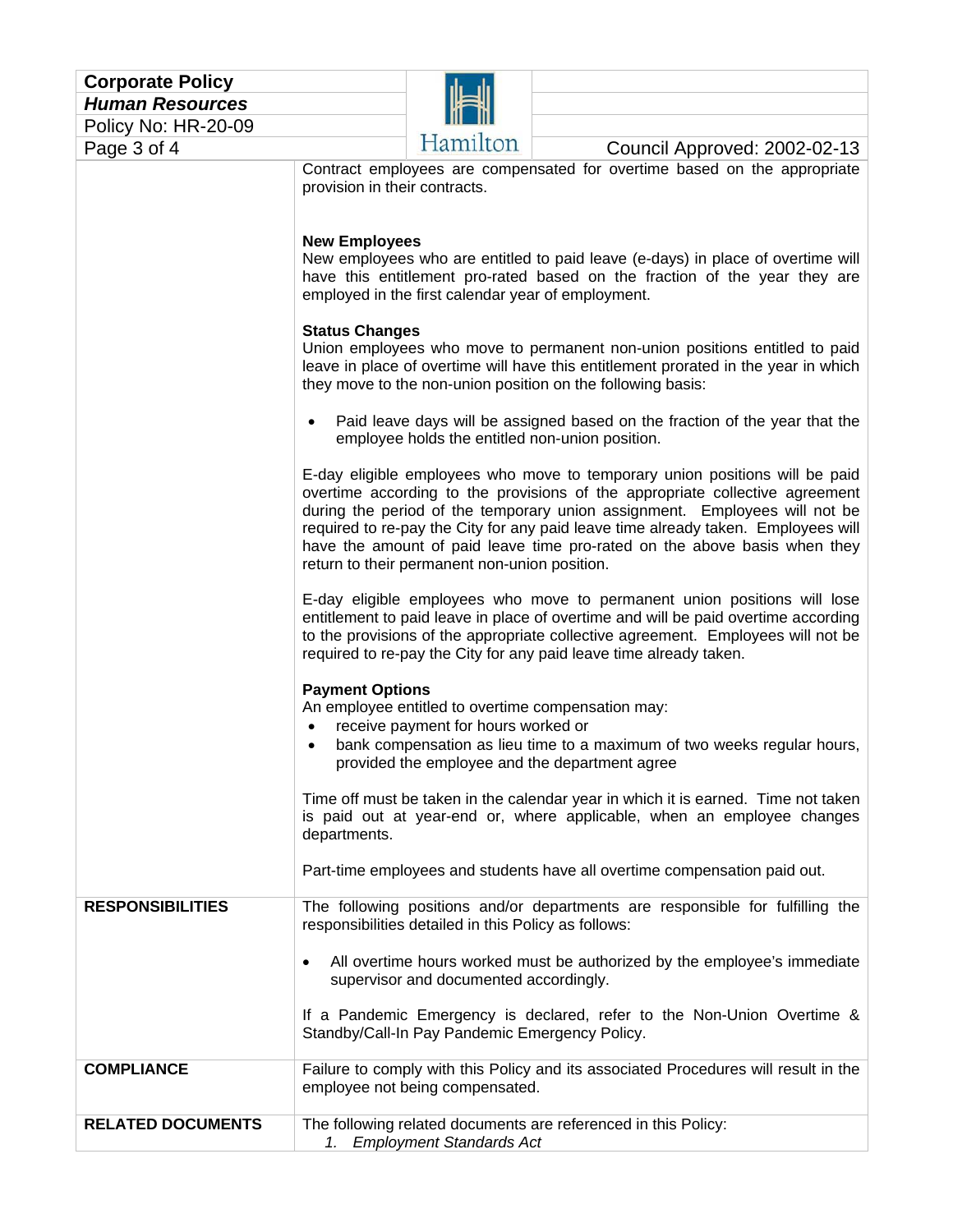Contract employees are compensated for overtime based on the appropriate provision in their contracts.

**New Employees**
New employees who are entitled to paid leave (e-days) in place of overtime will have this entitlement pro-rated based on the fraction of the year they are employed in the first calendar year of employment.

**Status Changes**
Union employees who move to permanent non-union positions entitled to paid leave in place of overtime will have this entitlement prorated in the year in which they move to the non-union position on the following basis:

- Paid leave days will be assigned based on the fraction of the year that the employee holds the entitled non-union position.

E-day eligible employees who move to temporary union positions will be paid overtime according to the provisions of the appropriate collective agreement during the period of the temporary union assignment. Employees will not be required to re-pay the City for any paid leave time already taken. Employees will have the amount of paid leave time pro-rated on the above basis when they return to their permanent non-union position.

E-day eligible employees who move to permanent union positions will lose entitlement to paid leave in place of overtime and will be paid overtime according to the provisions of the appropriate collective agreement. Employees will not be required to re-pay the City for any paid leave time already taken.

**Payment Options**
An employee entitled to overtime compensation may:

- receive payment for hours worked or
- bank compensation as lieu time to a maximum of two weeks regular hours, provided the employee and the department agree

Time off must be taken in the calendar year in which it is earned. Time not taken is paid out at year-end or, where applicable, when an employee changes departments.

Part-time employees and students have all overtime compensation paid out.

**RESPONSIBILITIES**

The following positions and/or departments are responsible for fulfilling the responsibilities detailed in this Policy as follows:

- All overtime hours worked must be authorized by the employee's immediate supervisor and documented accordingly.

If a Pandemic Emergency is declared, refer to the Non-Union Overtime & Standby/Call-In Pay Pandemic Emergency Policy.

**COMPLIANCE**

Failure to comply with this Policy and its associated Procedures will result in the employee not being compensated.

**RELATED DOCUMENTS**

The following related documents are referenced in this Policy:

1. *Employment Standards Act*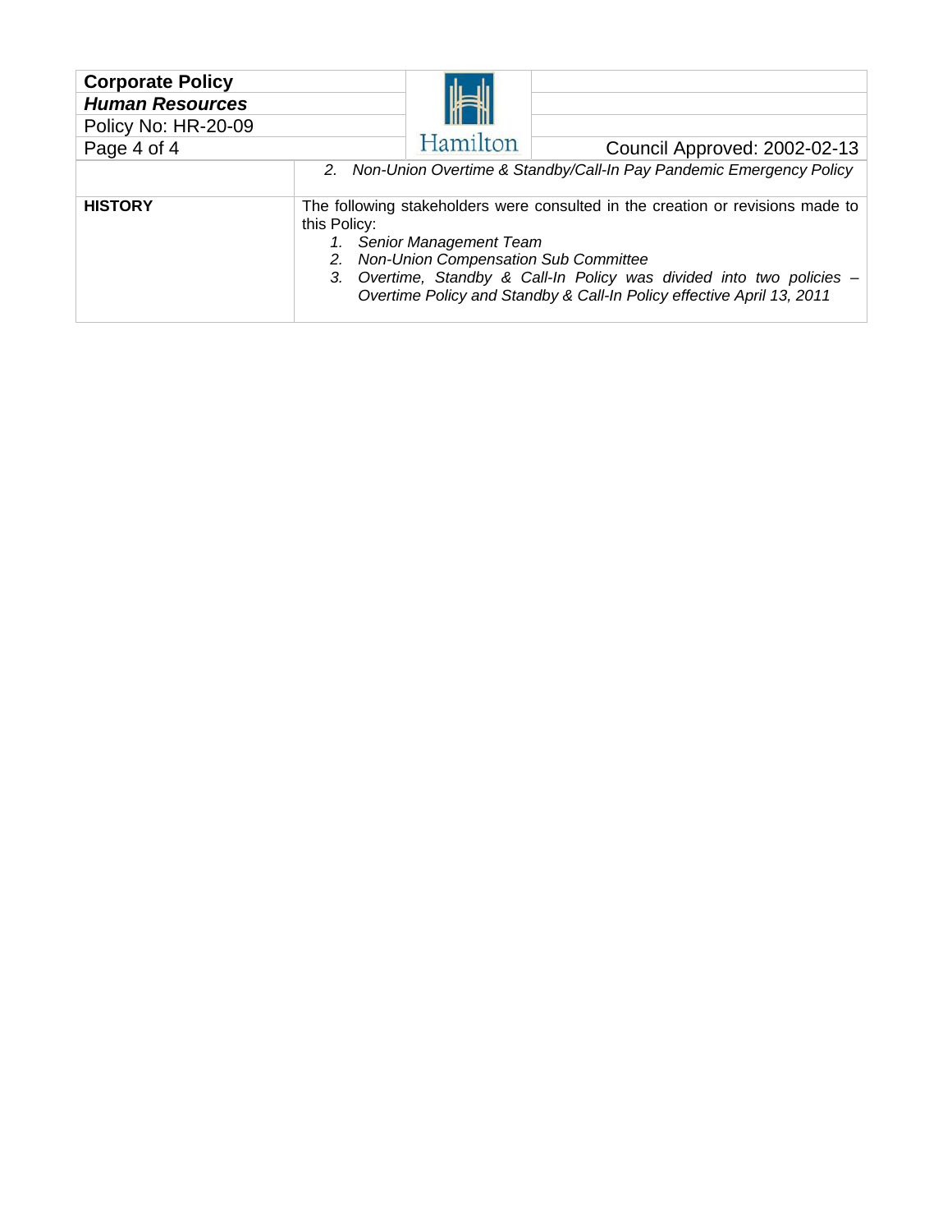| | |
|---|---|
| | 2. *Non-Union Overtime & Standby/Call-In Pay Pandemic Emergency Policy* |
| **HISTORY** | The following stakeholders were consulted in the creation or revisions made to this Policy:<br>1. *Senior Management Team*<br>2. *Non-Union Compensation Sub Committee*<br>3. *Overtime, Standby & Call-In Policy was divided into two policies – Overtime Policy and Standby & Call-In Policy effective April 13, 2011* |